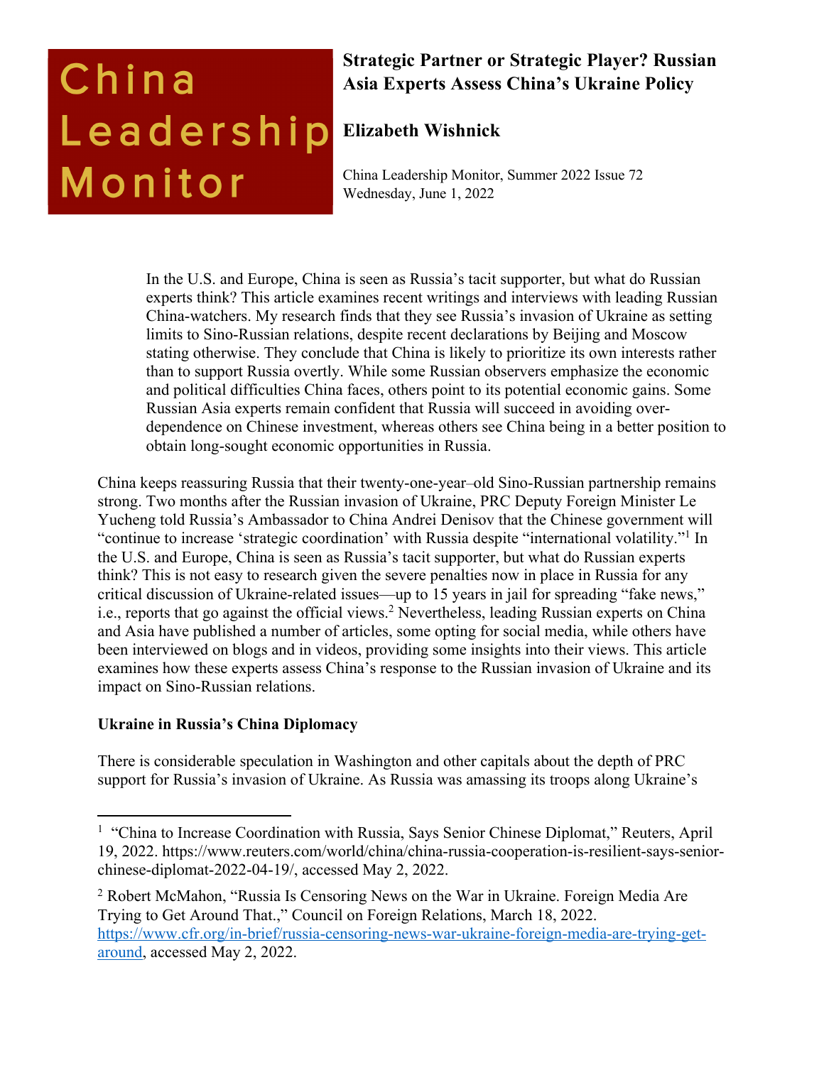China Leadership Monitor

# Strategic Partner or Strategic Player? Russian Asia Experts Assess China's Ukraine Policy

**Elizabeth Wishnick**

China Leadership Monitor, Summer 2022 Issue 72
Wednesday, June 1, 2022

> In the U.S. and Europe, China is seen as Russia's tacit supporter, but what do Russian experts think? This article examines recent writings and interviews with leading Russian China-watchers. My research finds that they see Russia's invasion of Ukraine as setting limits to Sino-Russian relations, despite recent declarations by Beijing and Moscow stating otherwise. They conclude that China is likely to prioritize its own interests rather than to support Russia overtly. While some Russian observers emphasize the economic and political difficulties China faces, others point to its potential economic gains. Some Russian Asia experts remain confident that Russia will succeed in avoiding over-dependence on Chinese investment, whereas others see China being in a better position to obtain long-sought economic opportunities in Russia.

China keeps reassuring Russia that their twenty-one-year–old Sino-Russian partnership remains strong. Two months after the Russian invasion of Ukraine, PRC Deputy Foreign Minister Le Yucheng told Russia's Ambassador to China Andrei Denisov that the Chinese government will "continue to increase 'strategic coordination' with Russia despite "international volatility."[1] In the U.S. and Europe, China is seen as Russia's tacit supporter, but what do Russian experts think? This is not easy to research given the severe penalties now in place in Russia for any critical discussion of Ukraine-related issues—up to 15 years in jail for spreading "fake news," i.e., reports that go against the official views.[2] Nevertheless, leading Russian experts on China and Asia have published a number of articles, some opting for social media, while others have been interviewed on blogs and in videos, providing some insights into their views. This article examines how these experts assess China's response to the Russian invasion of Ukraine and its impact on Sino-Russian relations.

### Ukraine in Russia's China Diplomacy

There is considerable speculation in Washington and other capitals about the depth of PRC support for Russia's invasion of Ukraine. As Russia was amassing its troops along Ukraine's

---

[1] "China to Increase Coordination with Russia, Says Senior Chinese Diplomat," Reuters, April 19, 2022. https://www.reuters.com/world/china/china-russia-cooperation-is-resilient-says-senior-chinese-diplomat-2022-04-19/, accessed May 2, 2022.

[2] Robert McMahon, "Russia Is Censoring News on the War in Ukraine. Foreign Media Are Trying to Get Around That.," Council on Foreign Relations, March 18, 2022. https://www.cfr.org/in-brief/russia-censoring-news-war-ukraine-foreign-media-are-trying-get-around, accessed May 2, 2022.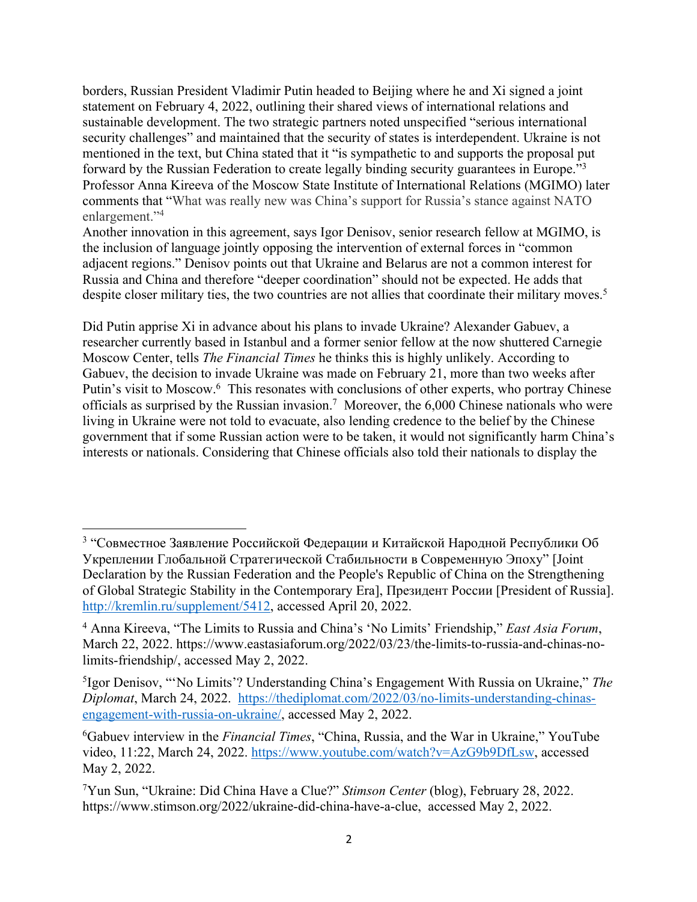borders, Russian President Vladimir Putin headed to Beijing where he and Xi signed a joint statement on February 4, 2022, outlining their shared views of international relations and sustainable development. The two strategic partners noted unspecified "serious international security challenges" and maintained that the security of states is interdependent. Ukraine is not mentioned in the text, but China stated that it "is sympathetic to and supports the proposal put forward by the Russian Federation to create legally binding security guarantees in Europe."[3] Professor Anna Kireeva of the Moscow State Institute of International Relations (MGIMO) later comments that "What was really new was China's support for Russia's stance against NATO enlargement."[4]

Another innovation in this agreement, says Igor Denisov, senior research fellow at MGIMO, is the inclusion of language jointly opposing the intervention of external forces in "common adjacent regions." Denisov points out that Ukraine and Belarus are not a common interest for Russia and China and therefore "deeper coordination" should not be expected. He adds that despite closer military ties, the two countries are not allies that coordinate their military moves.[5]

Did Putin apprise Xi in advance about his plans to invade Ukraine? Alexander Gabuev, a researcher currently based in Istanbul and a former senior fellow at the now shuttered Carnegie Moscow Center, tells *The Financial Times* he thinks this is highly unlikely. According to Gabuev, the decision to invade Ukraine was made on February 21, more than two weeks after Putin's visit to Moscow.[6] This resonates with conclusions of other experts, who portray Chinese officials as surprised by the Russian invasion.[7] Moreover, the 6,000 Chinese nationals who were living in Ukraine were not told to evacuate, also lending credence to the belief by the Chinese government that if some Russian action were to be taken, it would not significantly harm China's interests or nationals. Considering that Chinese officials also told their nationals to display the

---

[3] "Совместное Заявление Российской Федерации и Китайской Народной Республики Об Укреплении Глобальной Стратегической Стабильности в Современную Эпоху" [Joint Declaration by the Russian Federation and the People's Republic of China on the Strengthening of Global Strategic Stability in the Contemporary Era], Президент России [President of Russia]. http://kremlin.ru/supplement/5412, accessed April 20, 2022.

[4] Anna Kireeva, "The Limits to Russia and China's 'No Limits' Friendship," *East Asia Forum*, March 22, 2022. https://www.eastasiaforum.org/2022/03/23/the-limits-to-russia-and-chinas-no-limits-friendship/, accessed May 2, 2022.

[5] Igor Denisov, "'No Limits'? Understanding China's Engagement With Russia on Ukraine," *The Diplomat*, March 24, 2022. https://thediplomat.com/2022/03/no-limits-understanding-chinas-engagement-with-russia-on-ukraine/, accessed May 2, 2022.

[6] Gabuev interview in the *Financial Times*, "China, Russia, and the War in Ukraine," YouTube video, 11:22, March 24, 2022. https://www.youtube.com/watch?v=AzG9b9DfLsw, accessed May 2, 2022.

[7] Yun Sun, "Ukraine: Did China Have a Clue?" *Stimson Center* (blog), February 28, 2022. https://www.stimson.org/2022/ukraine-did-china-have-a-clue, accessed May 2, 2022.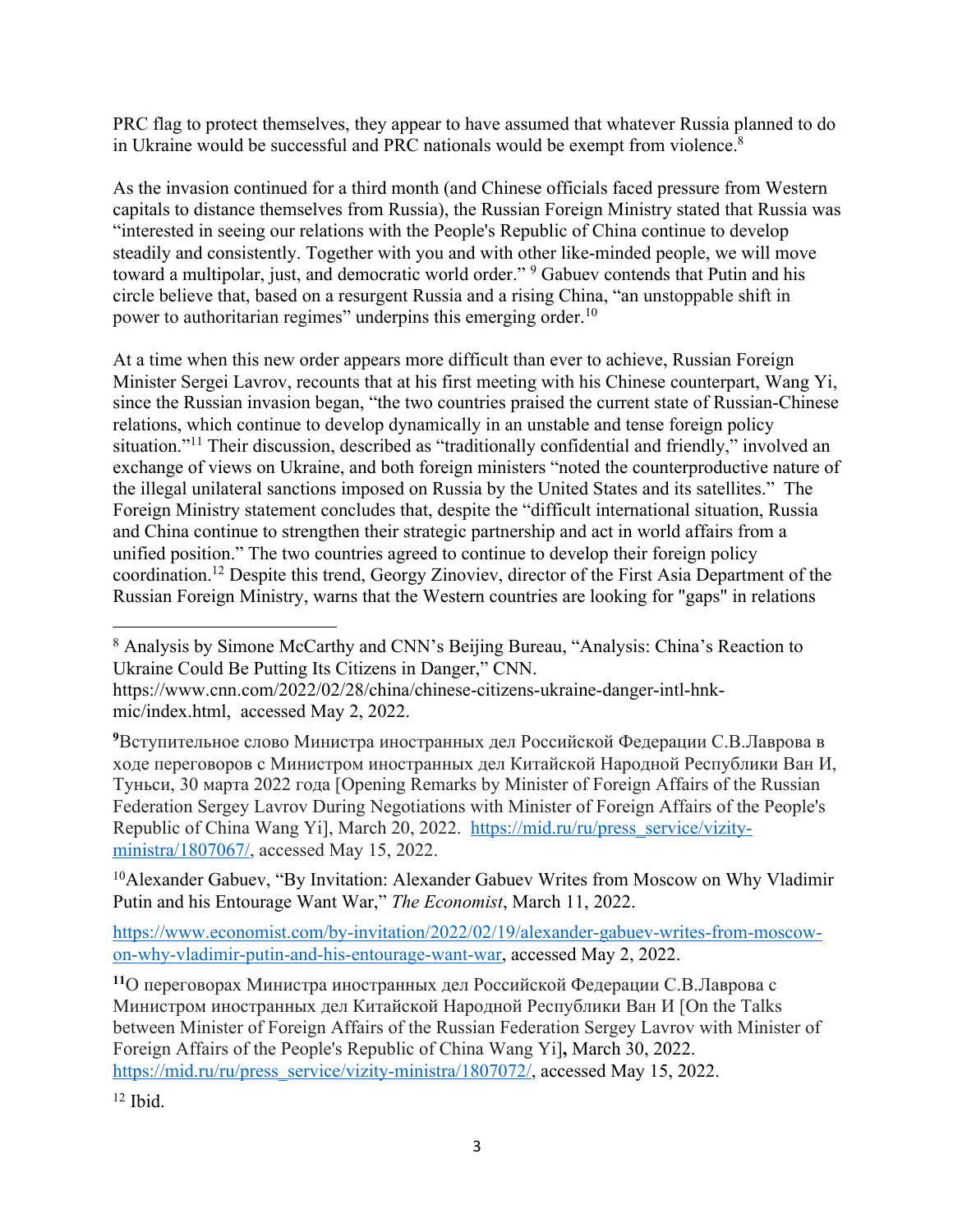PRC flag to protect themselves, they appear to have assumed that whatever Russia planned to do in Ukraine would be successful and PRC nationals would be exempt from violence.[8]

As the invasion continued for a third month (and Chinese officials faced pressure from Western capitals to distance themselves from Russia), the Russian Foreign Ministry stated that Russia was "interested in seeing our relations with the People's Republic of China continue to develop steadily and consistently. Together with you and with other like-minded people, we will move toward a multipolar, just, and democratic world order." [9] Gabuev contends that Putin and his circle believe that, based on a resurgent Russia and a rising China, "an unstoppable shift in power to authoritarian regimes" underpins this emerging order.[10]

At a time when this new order appears more difficult than ever to achieve, Russian Foreign Minister Sergei Lavrov, recounts that at his first meeting with his Chinese counterpart, Wang Yi, since the Russian invasion began, "the two countries praised the current state of Russian-Chinese relations, which continue to develop dynamically in an unstable and tense foreign policy situation."[11] Their discussion, described as "traditionally confidential and friendly," involved an exchange of views on Ukraine, and both foreign ministers "noted the counterproductive nature of the illegal unilateral sanctions imposed on Russia by the United States and its satellites." The Foreign Ministry statement concludes that, despite the "difficult international situation, Russia and China continue to strengthen their strategic partnership and act in world affairs from a unified position." The two countries agreed to continue to develop their foreign policy coordination.[12] Despite this trend, Georgy Zinoviev, director of the First Asia Department of the Russian Foreign Ministry, warns that the Western countries are looking for "gaps" in relations

---

[8] Analysis by Simone McCarthy and CNN's Beijing Bureau, "Analysis: China's Reaction to Ukraine Could Be Putting Its Citizens in Danger," CNN. https://www.cnn.com/2022/02/28/china/chinese-citizens-ukraine-danger-intl-hnk-mic/index.html, accessed May 2, 2022.

[9] Вступительное слово Министра иностранных дел Российской Федерации С.В.Лаврова в ходе переговоров с Министром иностранных дел Китайской Народной Республики Ван И, Туньси, 30 марта 2022 года [Opening Remarks by Minister of Foreign Affairs of the Russian Federation Sergey Lavrov During Negotiations with Minister of Foreign Affairs of the People's Republic of China Wang Yi], March 20, 2022. https://mid.ru/ru/press_service/vizity-ministra/1807067/, accessed May 15, 2022.

[10] Alexander Gabuev, "By Invitation: Alexander Gabuev Writes from Moscow on Why Vladimir Putin and his Entourage Want War," *The Economist*, March 11, 2022.

https://www.economist.com/by-invitation/2022/02/19/alexander-gabuev-writes-from-moscow-on-why-vladimir-putin-and-his-entourage-want-war, accessed May 2, 2022.

[11] О переговорах Министра иностранных дел Российской Федерации С.В.Лаврова с Министром иностранных дел Китайской Народной Республики Ван И [On the Talks between Minister of Foreign Affairs of the Russian Federation Sergey Lavrov with Minister of Foreign Affairs of the People's Republic of China Wang Yi], March 30, 2022. https://mid.ru/ru/press_service/vizity-ministra/1807072/, accessed May 15, 2022.

[12] Ibid.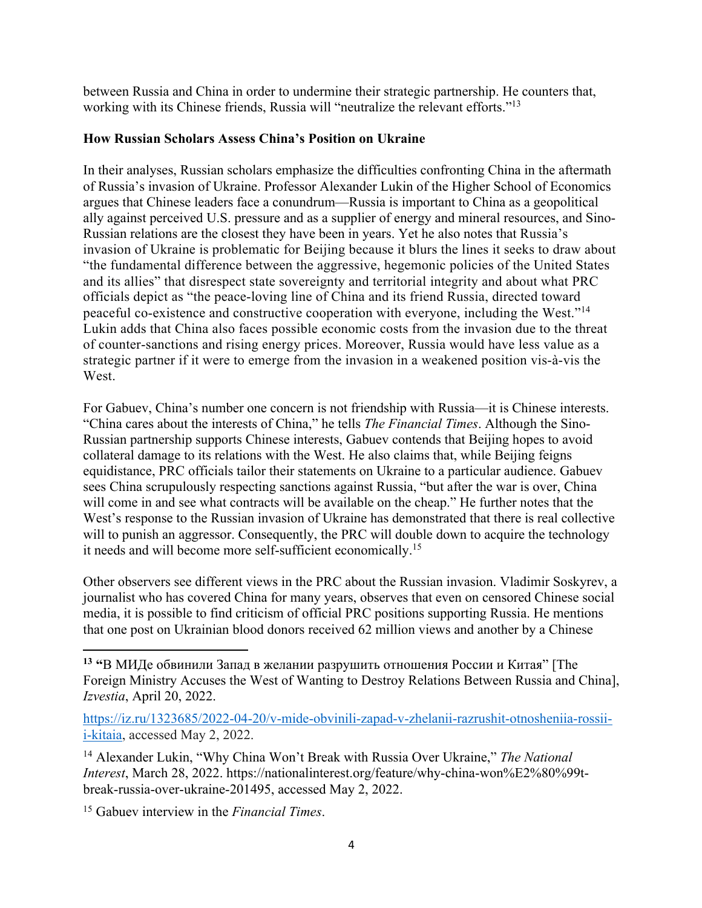between Russia and China in order to undermine their strategic partnership. He counters that, working with its Chinese friends, Russia will "neutralize the relevant efforts."[13]

**How Russian Scholars Assess China's Position on Ukraine**

In their analyses, Russian scholars emphasize the difficulties confronting China in the aftermath of Russia's invasion of Ukraine. Professor Alexander Lukin of the Higher School of Economics argues that Chinese leaders face a conundrum—Russia is important to China as a geopolitical ally against perceived U.S. pressure and as a supplier of energy and mineral resources, and Sino-Russian relations are the closest they have been in years. Yet he also notes that Russia's invasion of Ukraine is problematic for Beijing because it blurs the lines it seeks to draw about "the fundamental difference between the aggressive, hegemonic policies of the United States and its allies" that disrespect state sovereignty and territorial integrity and about what PRC officials depict as "the peace-loving line of China and its friend Russia, directed toward peaceful co-existence and constructive cooperation with everyone, including the West."[14] Lukin adds that China also faces possible economic costs from the invasion due to the threat of counter-sanctions and rising energy prices. Moreover, Russia would have less value as a strategic partner if it were to emerge from the invasion in a weakened position vis-à-vis the West.

For Gabuev, China's number one concern is not friendship with Russia—it is Chinese interests. "China cares about the interests of China," he tells *The Financial Times*. Although the Sino-Russian partnership supports Chinese interests, Gabuev contends that Beijing hopes to avoid collateral damage to its relations with the West. He also claims that, while Beijing feigns equidistance, PRC officials tailor their statements on Ukraine to a particular audience. Gabuev sees China scrupulously respecting sanctions against Russia, "but after the war is over, China will come in and see what contracts will be available on the cheap." He further notes that the West's response to the Russian invasion of Ukraine has demonstrated that there is real collective will to punish an aggressor. Consequently, the PRC will double down to acquire the technology it needs and will become more self-sufficient economically.[15]

Other observers see different views in the PRC about the Russian invasion. Vladimir Soskyrev, a journalist who has covered China for many years, observes that even on censored Chinese social media, it is possible to find criticism of official PRC positions supporting Russia. He mentions that one post on Ukrainian blood donors received 62 million views and another by a Chinese

---

[13] "В МИДе обвинили Запад в желании разрушить отношения России и Китая" [The Foreign Ministry Accuses the West of Wanting to Destroy Relations Between Russia and China], *Izvestia*, April 20, 2022.

https://iz.ru/1323685/2022-04-20/v-mide-obvinili-zapad-v-zhelanii-razrushit-otnosheniia-rossii-i-kitaia, accessed May 2, 2022.

[14] Alexander Lukin, "Why China Won't Break with Russia Over Ukraine," *The National Interest*, March 28, 2022. https://nationalinterest.org/feature/why-china-won%E2%80%99t-break-russia-over-ukraine-201495, accessed May 2, 2022.

[15] Gabuev interview in the *Financial Times*.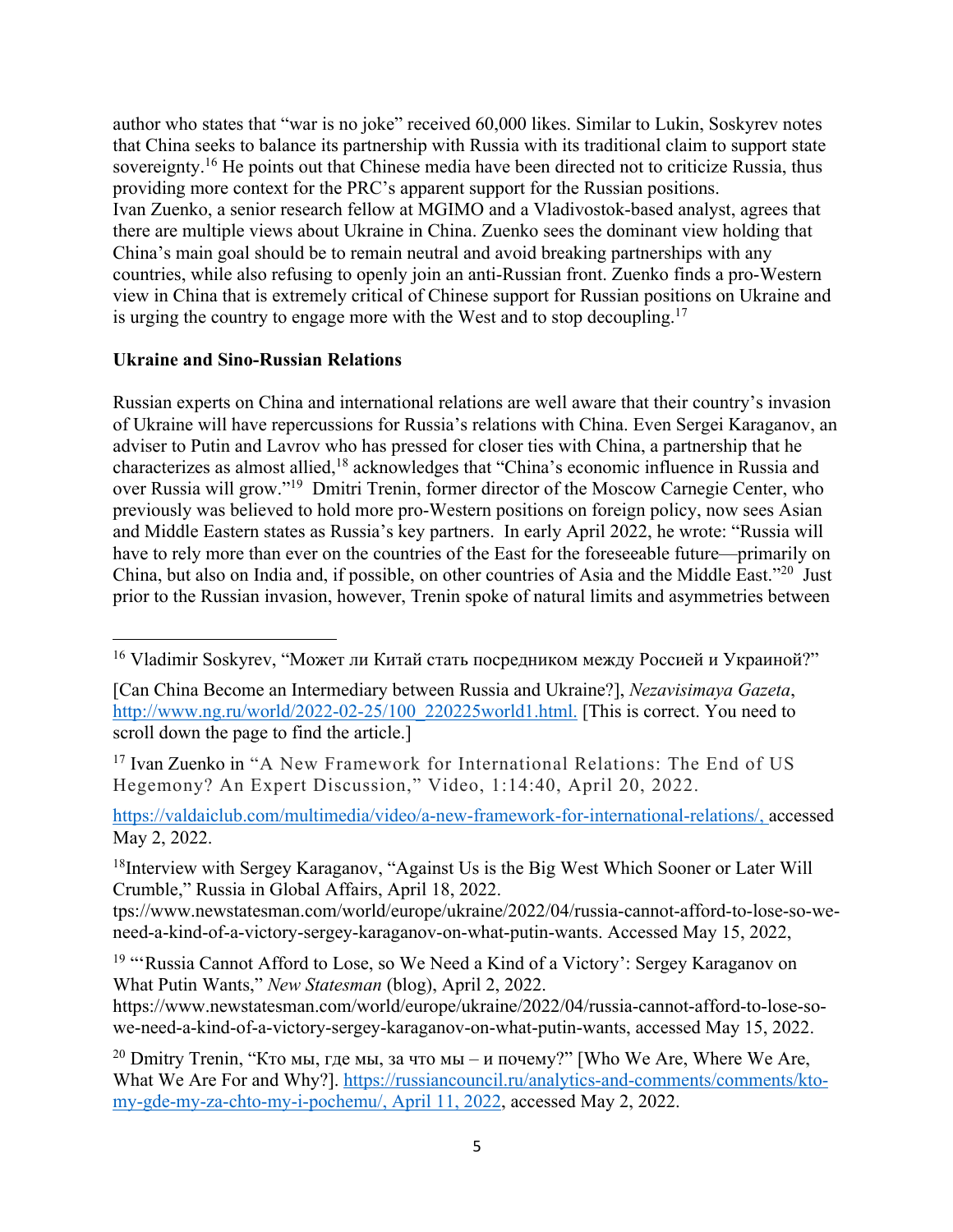author who states that "war is no joke" received 60,000 likes. Similar to Lukin, Soskyrev notes that China seeks to balance its partnership with Russia with its traditional claim to support state sovereignty.[16] He points out that Chinese media have been directed not to criticize Russia, thus providing more context for the PRC's apparent support for the Russian positions.
Ivan Zuenko, a senior research fellow at MGIMO and a Vladivostok-based analyst, agrees that there are multiple views about Ukraine in China. Zuenko sees the dominant view holding that China's main goal should be to remain neutral and avoid breaking partnerships with any countries, while also refusing to openly join an anti-Russian front. Zuenko finds a pro-Western view in China that is extremely critical of Chinese support for Russian positions on Ukraine and is urging the country to engage more with the West and to stop decoupling.[17]

**Ukraine and Sino-Russian Relations**

Russian experts on China and international relations are well aware that their country's invasion of Ukraine will have repercussions for Russia's relations with China. Even Sergei Karaganov, an adviser to Putin and Lavrov who has pressed for closer ties with China, a partnership that he characterizes as almost allied,[18] acknowledges that "China's economic influence in Russia and over Russia will grow."[19] Dmitri Trenin, former director of the Moscow Carnegie Center, who previously was believed to hold more pro-Western positions on foreign policy, now sees Asian and Middle Eastern states as Russia's key partners. In early April 2022, he wrote: "Russia will have to rely more than ever on the countries of the East for the foreseeable future—primarily on China, but also on India and, if possible, on other countries of Asia and the Middle East."[20] Just prior to the Russian invasion, however, Trenin spoke of natural limits and asymmetries between

---

[16] Vladimir Soskyrev, "Может ли Китай стать посредником между Россией и Украиной?"

[Can China Become an Intermediary between Russia and Ukraine?], *Nezavisimaya Gazeta*, http://www.ng.ru/world/2022-02-25/100_220225world1.html. [This is correct. You need to scroll down the page to find the article.]

[17] Ivan Zuenko in "A New Framework for International Relations: The End of US Hegemony? An Expert Discussion," Video, 1:14:40, April 20, 2022.

https://valdaiclub.com/multimedia/video/a-new-framework-for-international-relations/, accessed May 2, 2022.

[18] Interview with Sergey Karaganov, "Against Us is the Big West Which Sooner or Later Will Crumble," Russia in Global Affairs, April 18, 2022.
tps://www.newstatesman.com/world/europe/ukraine/2022/04/russia-cannot-afford-to-lose-so-we-need-a-kind-of-a-victory-sergey-karaganov-on-what-putin-wants. Accessed May 15, 2022,

[19] "'Russia Cannot Afford to Lose, so We Need a Kind of a Victory': Sergey Karaganov on What Putin Wants," *New Statesman* (blog), April 2, 2022.
https://www.newstatesman.com/world/europe/ukraine/2022/04/russia-cannot-afford-to-lose-so-we-need-a-kind-of-a-victory-sergey-karaganov-on-what-putin-wants, accessed May 15, 2022.

[20] Dmitry Trenin, "Кто мы, где мы, за что мы – и почему?" [Who We Are, Where We Are, What We Are For and Why?]. https://russiancouncil.ru/analytics-and-comments/comments/kto-my-gde-my-za-chto-my-i-pochemu/, April 11, 2022, accessed May 2, 2022.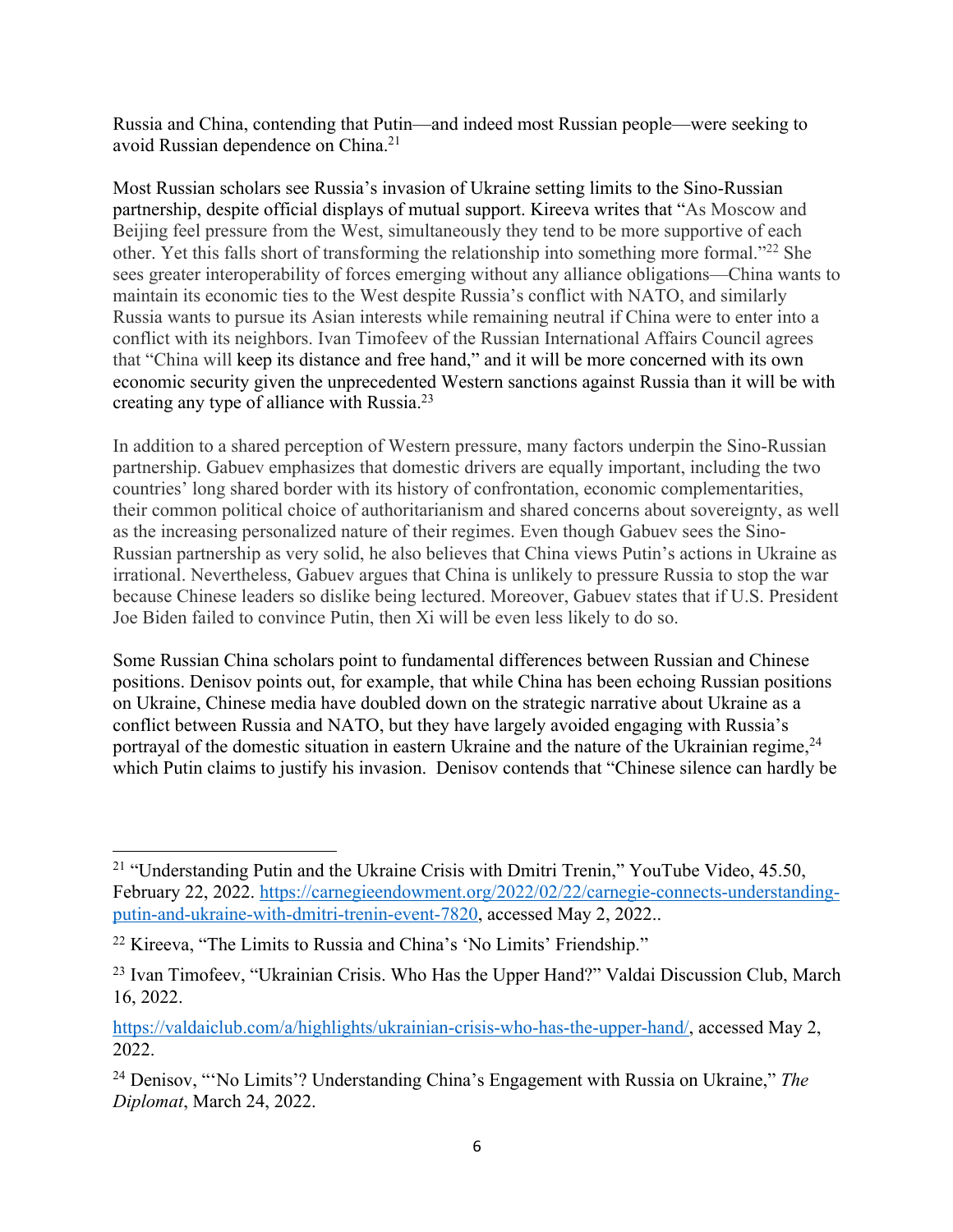Russia and China, contending that Putin—and indeed most Russian people—were seeking to avoid Russian dependence on China.[21]

Most Russian scholars see Russia's invasion of Ukraine setting limits to the Sino-Russian partnership, despite official displays of mutual support. Kireeva writes that "As Moscow and Beijing feel pressure from the West, simultaneously they tend to be more supportive of each other. Yet this falls short of transforming the relationship into something more formal."[22] She sees greater interoperability of forces emerging without any alliance obligations—China wants to maintain its economic ties to the West despite Russia's conflict with NATO, and similarly Russia wants to pursue its Asian interests while remaining neutral if China were to enter into a conflict with its neighbors. Ivan Timofeev of the Russian International Affairs Council agrees that "China will keep its distance and free hand," and it will be more concerned with its own economic security given the unprecedented Western sanctions against Russia than it will be with creating any type of alliance with Russia.[23]

In addition to a shared perception of Western pressure, many factors underpin the Sino-Russian partnership. Gabuev emphasizes that domestic drivers are equally important, including the two countries' long shared border with its history of confrontation, economic complementarities, their common political choice of authoritarianism and shared concerns about sovereignty, as well as the increasing personalized nature of their regimes. Even though Gabuev sees the Sino-Russian partnership as very solid, he also believes that China views Putin's actions in Ukraine as irrational. Nevertheless, Gabuev argues that China is unlikely to pressure Russia to stop the war because Chinese leaders so dislike being lectured. Moreover, Gabuev states that if U.S. President Joe Biden failed to convince Putin, then Xi will be even less likely to do so.

Some Russian China scholars point to fundamental differences between Russian and Chinese positions. Denisov points out, for example, that while China has been echoing Russian positions on Ukraine, Chinese media have doubled down on the strategic narrative about Ukraine as a conflict between Russia and NATO, but they have largely avoided engaging with Russia's portrayal of the domestic situation in eastern Ukraine and the nature of the Ukrainian regime,[24] which Putin claims to justify his invasion. Denisov contends that "Chinese silence can hardly be

---

[21] "Understanding Putin and the Ukraine Crisis with Dmitri Trenin," YouTube Video, 45.50, February 22, 2022. https://carnegieendowment.org/2022/02/22/carnegie-connects-understanding-putin-and-ukraine-with-dmitri-trenin-event-7820, accessed May 2, 2022..

[22] Kireeva, "The Limits to Russia and China's 'No Limits' Friendship."

[23] Ivan Timofeev, "Ukrainian Crisis. Who Has the Upper Hand?" Valdai Discussion Club, March 16, 2022.

https://valdaiclub.com/a/highlights/ukrainian-crisis-who-has-the-upper-hand/, accessed May 2, 2022.

[24] Denisov, "'No Limits'? Understanding China's Engagement with Russia on Ukraine," *The Diplomat*, March 24, 2022.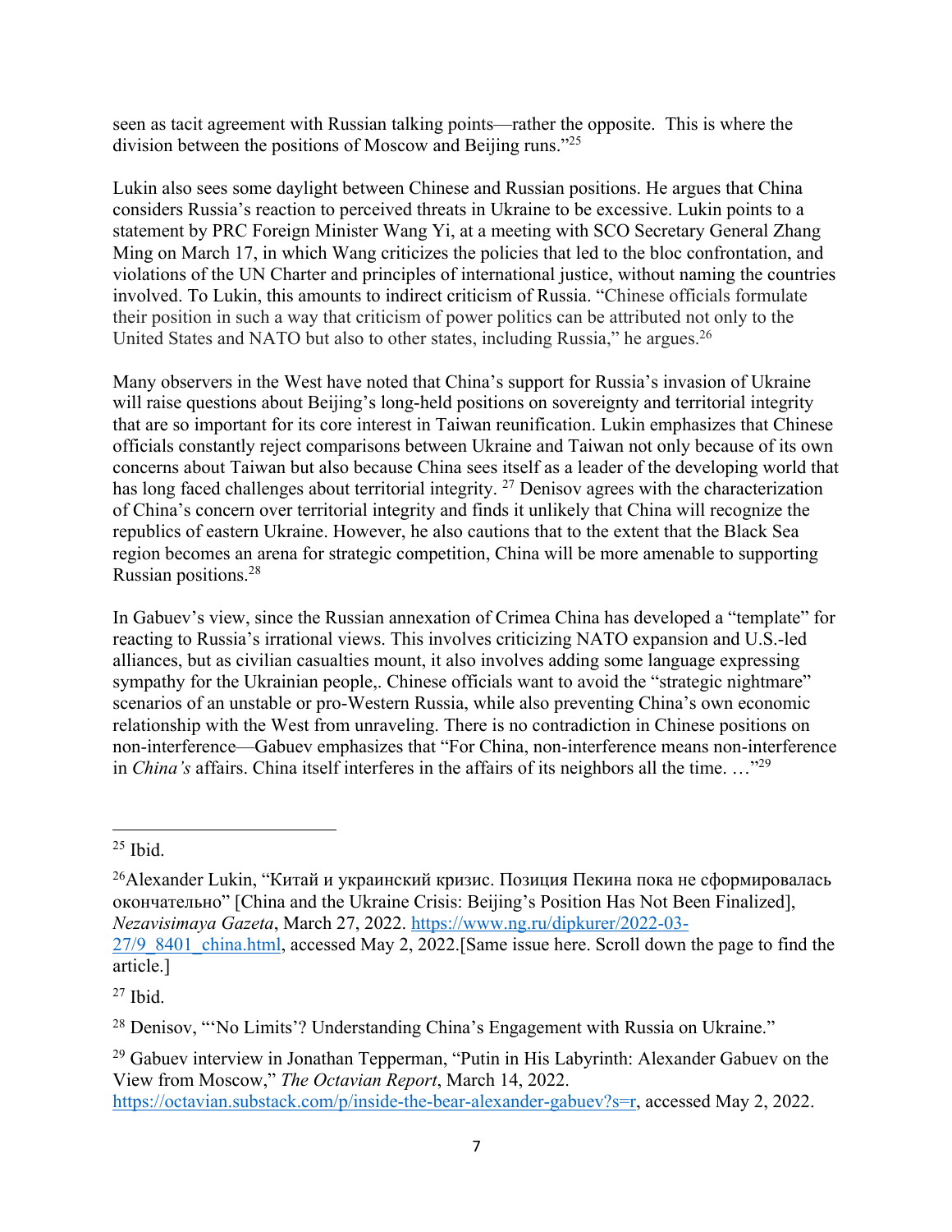seen as tacit agreement with Russian talking points—rather the opposite. This is where the division between the positions of Moscow and Beijing runs."[25]

Lukin also sees some daylight between Chinese and Russian positions. He argues that China considers Russia's reaction to perceived threats in Ukraine to be excessive. Lukin points to a statement by PRC Foreign Minister Wang Yi, at a meeting with SCO Secretary General Zhang Ming on March 17, in which Wang criticizes the policies that led to the bloc confrontation, and violations of the UN Charter and principles of international justice, without naming the countries involved. To Lukin, this amounts to indirect criticism of Russia. "Chinese officials formulate their position in such a way that criticism of power politics can be attributed not only to the United States and NATO but also to other states, including Russia," he argues.[26]

Many observers in the West have noted that China's support for Russia's invasion of Ukraine will raise questions about Beijing's long-held positions on sovereignty and territorial integrity that are so important for its core interest in Taiwan reunification. Lukin emphasizes that Chinese officials constantly reject comparisons between Ukraine and Taiwan not only because of its own concerns about Taiwan but also because China sees itself as a leader of the developing world that has long faced challenges about territorial integrity. [27] Denisov agrees with the characterization of China's concern over territorial integrity and finds it unlikely that China will recognize the republics of eastern Ukraine. However, he also cautions that to the extent that the Black Sea region becomes an arena for strategic competition, China will be more amenable to supporting Russian positions.[28]

In Gabuev's view, since the Russian annexation of Crimea China has developed a "template" for reacting to Russia's irrational views. This involves criticizing NATO expansion and U.S.-led alliances, but as civilian casualties mount, it also involves adding some language expressing sympathy for the Ukrainian people,. Chinese officials want to avoid the "strategic nightmare" scenarios of an unstable or pro-Western Russia, while also preventing China's own economic relationship with the West from unraveling. There is no contradiction in Chinese positions on non-interference—Gabuev emphasizes that "For China, non-interference means non-interference in *China's* affairs. China itself interferes in the affairs of its neighbors all the time. …"[29]

---

[25] Ibid.

[26] Alexander Lukin, "Китай и украинский кризис. Позиция Пекина пока не сформировалась окончательно" [China and the Ukraine Crisis: Beijing's Position Has Not Been Finalized], *Nezavisimaya Gazeta*, March 27, 2022. https://www.ng.ru/dipkurer/2022-03-27/9_8401_china.html, accessed May 2, 2022.[Same issue here. Scroll down the page to find the article.]

[27] Ibid.

[28] Denisov, "'No Limits'? Understanding China's Engagement with Russia on Ukraine."

[29] Gabuev interview in Jonathan Tepperman, "Putin in His Labyrinth: Alexander Gabuev on the View from Moscow," *The Octavian Report*, March 14, 2022. https://octavian.substack.com/p/inside-the-bear-alexander-gabuev?s=r, accessed May 2, 2022.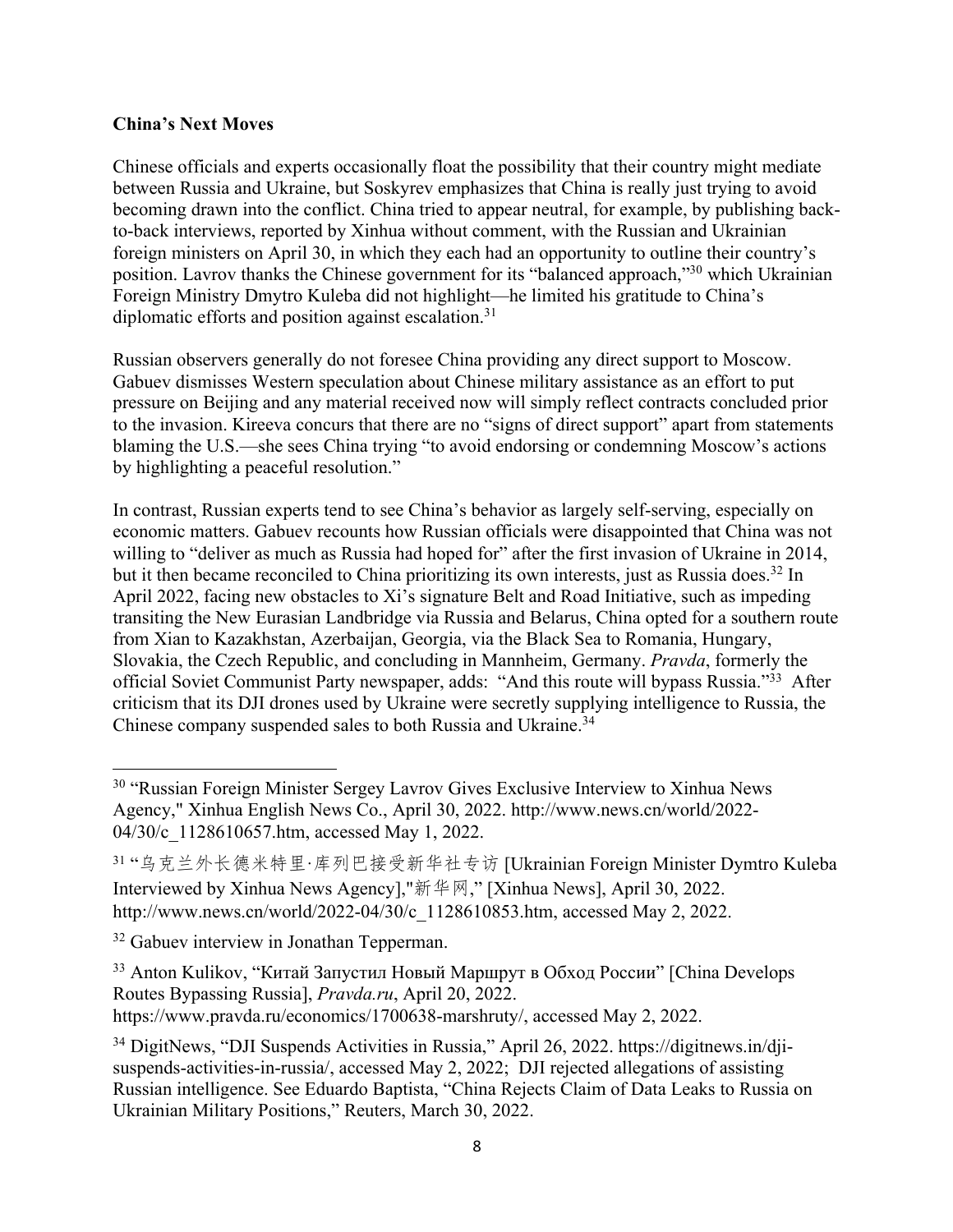**China's Next Moves**

Chinese officials and experts occasionally float the possibility that their country might mediate between Russia and Ukraine, but Soskyrev emphasizes that China is really just trying to avoid becoming drawn into the conflict. China tried to appear neutral, for example, by publishing back-to-back interviews, reported by Xinhua without comment, with the Russian and Ukrainian foreign ministers on April 30, in which they each had an opportunity to outline their country's position. Lavrov thanks the Chinese government for its "balanced approach,"[30] which Ukrainian Foreign Ministry Dmytro Kuleba did not highlight—he limited his gratitude to China's diplomatic efforts and position against escalation.[31]

Russian observers generally do not foresee China providing any direct support to Moscow. Gabuev dismisses Western speculation about Chinese military assistance as an effort to put pressure on Beijing and any material received now will simply reflect contracts concluded prior to the invasion. Kireeva concurs that there are no "signs of direct support" apart from statements blaming the U.S.—she sees China trying "to avoid endorsing or condemning Moscow's actions by highlighting a peaceful resolution."

In contrast, Russian experts tend to see China's behavior as largely self-serving, especially on economic matters. Gabuev recounts how Russian officials were disappointed that China was not willing to "deliver as much as Russia had hoped for" after the first invasion of Ukraine in 2014, but it then became reconciled to China prioritizing its own interests, just as Russia does.[32] In April 2022, facing new obstacles to Xi's signature Belt and Road Initiative, such as impeding transiting the New Eurasian Landbridge via Russia and Belarus, China opted for a southern route from Xian to Kazakhstan, Azerbaijan, Georgia, via the Black Sea to Romania, Hungary, Slovakia, the Czech Republic, and concluding in Mannheim, Germany. *Pravda*, formerly the official Soviet Communist Party newspaper, adds: "And this route will bypass Russia."[33] After criticism that its DJI drones used by Ukraine were secretly supplying intelligence to Russia, the Chinese company suspended sales to both Russia and Ukraine.[34]

---

[30] "Russian Foreign Minister Sergey Lavrov Gives Exclusive Interview to Xinhua News Agency," Xinhua English News Co., April 30, 2022. http://www.news.cn/world/2022-04/30/c_1128610657.htm, accessed May 1, 2022.

[31] "乌克兰外长德米特里·库列巴接受新华社专访 [Ukrainian Foreign Minister Dymtro Kuleba Interviewed by Xinhua News Agency],"新华网," [Xinhua News], April 30, 2022. http://www.news.cn/world/2022-04/30/c_1128610853.htm, accessed May 2, 2022.

[32] Gabuev interview in Jonathan Tepperman.

[33] Anton Kulikov, "Китай Запустил Новый Маршрут в Обход России" [China Develops Routes Bypassing Russia], *Pravda.ru*, April 20, 2022. https://www.pravda.ru/economics/1700638-marshruty/, accessed May 2, 2022.

[34] DigitNews, "DJI Suspends Activities in Russia," April 26, 2022. https://digitnews.in/dji-suspends-activities-in-russia/, accessed May 2, 2022; DJI rejected allegations of assisting Russian intelligence. See Eduardo Baptista, "China Rejects Claim of Data Leaks to Russia on Ukrainian Military Positions," Reuters, March 30, 2022.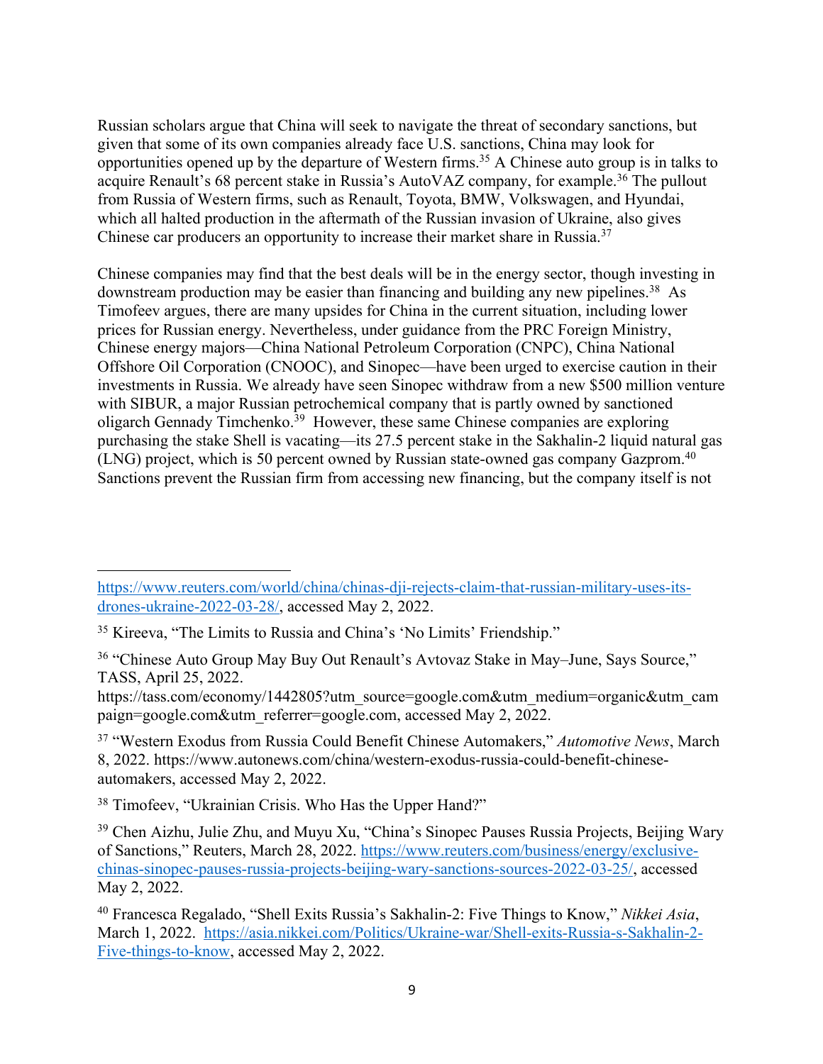Russian scholars argue that China will seek to navigate the threat of secondary sanctions, but given that some of its own companies already face U.S. sanctions, China may look for opportunities opened up by the departure of Western firms.[35] A Chinese auto group is in talks to acquire Renault's 68 percent stake in Russia's AutoVAZ company, for example.[36] The pullout from Russia of Western firms, such as Renault, Toyota, BMW, Volkswagen, and Hyundai, which all halted production in the aftermath of the Russian invasion of Ukraine, also gives Chinese car producers an opportunity to increase their market share in Russia.[37]

Chinese companies may find that the best deals will be in the energy sector, though investing in downstream production may be easier than financing and building any new pipelines.[38] As Timofeev argues, there are many upsides for China in the current situation, including lower prices for Russian energy. Nevertheless, under guidance from the PRC Foreign Ministry, Chinese energy majors—China National Petroleum Corporation (CNPC), China National Offshore Oil Corporation (CNOOC), and Sinopec—have been urged to exercise caution in their investments in Russia. We already have seen Sinopec withdraw from a new $500 million venture with SIBUR, a major Russian petrochemical company that is partly owned by sanctioned oligarch Gennady Timchenko.[39] However, these same Chinese companies are exploring purchasing the stake Shell is vacating—its 27.5 percent stake in the Sakhalin-2 liquid natural gas (LNG) project, which is 50 percent owned by Russian state-owned gas company Gazprom.[40] Sanctions prevent the Russian firm from accessing new financing, but the company itself is not

---

https://www.reuters.com/world/china/chinas-dji-rejects-claim-that-russian-military-uses-its-drones-ukraine-2022-03-28/, accessed May 2, 2022.

[35] Kireeva, "The Limits to Russia and China's 'No Limits' Friendship."

[36] "Chinese Auto Group May Buy Out Renault's Avtovaz Stake in May–June, Says Source," TASS, April 25, 2022. https://tass.com/economy/1442805?utm_source=google.com&utm_medium=organic&utm_campaign=google.com&utm_referrer=google.com, accessed May 2, 2022.

[37] "Western Exodus from Russia Could Benefit Chinese Automakers," *Automotive News*, March 8, 2022. https://www.autonews.com/china/western-exodus-russia-could-benefit-chinese-automakers, accessed May 2, 2022.

[38] Timofeev, "Ukrainian Crisis. Who Has the Upper Hand?"

[39] Chen Aizhu, Julie Zhu, and Muyu Xu, "China's Sinopec Pauses Russia Projects, Beijing Wary of Sanctions," Reuters, March 28, 2022. https://www.reuters.com/business/energy/exclusive-chinas-sinopec-pauses-russia-projects-beijing-wary-sanctions-sources-2022-03-25/, accessed May 2, 2022.

[40] Francesca Regalado, "Shell Exits Russia's Sakhalin-2: Five Things to Know," *Nikkei Asia*, March 1, 2022. https://asia.nikkei.com/Politics/Ukraine-war/Shell-exits-Russia-s-Sakhalin-2-Five-things-to-know, accessed May 2, 2022.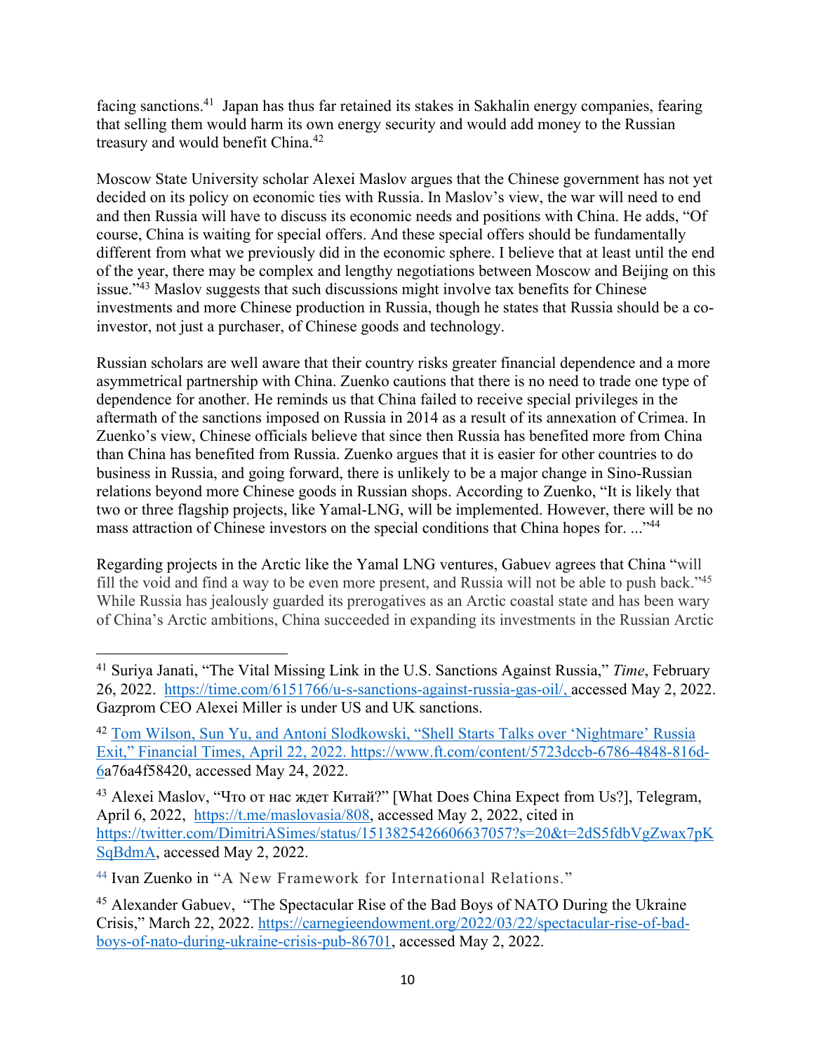facing sanctions.[41] Japan has thus far retained its stakes in Sakhalin energy companies, fearing that selling them would harm its own energy security and would add money to the Russian treasury and would benefit China.[42]

Moscow State University scholar Alexei Maslov argues that the Chinese government has not yet decided on its policy on economic ties with Russia. In Maslov's view, the war will need to end and then Russia will have to discuss its economic needs and positions with China. He adds, "Of course, China is waiting for special offers. And these special offers should be fundamentally different from what we previously did in the economic sphere. I believe that at least until the end of the year, there may be complex and lengthy negotiations between Moscow and Beijing on this issue."[43] Maslov suggests that such discussions might involve tax benefits for Chinese investments and more Chinese production in Russia, though he states that Russia should be a co-investor, not just a purchaser, of Chinese goods and technology.

Russian scholars are well aware that their country risks greater financial dependence and a more asymmetrical partnership with China. Zuenko cautions that there is no need to trade one type of dependence for another. He reminds us that China failed to receive special privileges in the aftermath of the sanctions imposed on Russia in 2014 as a result of its annexation of Crimea. In Zuenko's view, Chinese officials believe that since then Russia has benefited more from China than China has benefited from Russia. Zuenko argues that it is easier for other countries to do business in Russia, and going forward, there is unlikely to be a major change in Sino-Russian relations beyond more Chinese goods in Russian shops. According to Zuenko, "It is likely that two or three flagship projects, like Yamal-LNG, will be implemented. However, there will be no mass attraction of Chinese investors on the special conditions that China hopes for. ..."[44]

Regarding projects in the Arctic like the Yamal LNG ventures, Gabuev agrees that China "will fill the void and find a way to be even more present, and Russia will not be able to push back."[45] While Russia has jealously guarded its prerogatives as an Arctic coastal state and has been wary of China's Arctic ambitions, China succeeded in expanding its investments in the Russian Arctic

---

[41] Suriya Janati, "The Vital Missing Link in the U.S. Sanctions Against Russia," *Time*, February 26, 2022. https://time.com/6151766/u-s-sanctions-against-russia-gas-oil/, accessed May 2, 2022. Gazprom CEO Alexei Miller is under US and UK sanctions.

[42] Tom Wilson, Sun Yu, and Antoni Slodkowski, "Shell Starts Talks over 'Nightmare' Russia Exit," Financial Times, April 22, 2022. https://www.ft.com/content/5723dccb-6786-4848-816d-6a76a4f58420, accessed May 24, 2022.

[43] Alexei Maslov, "Что от нас ждет Китай?" [What Does China Expect from Us?], Telegram, April 6, 2022, https://t.me/maslovasia/808, accessed May 2, 2022, cited in https://twitter.com/DimitriASimes/status/1513825426606637057?s=20&t=2dS5fdbVgZwax7pKSqBdmA, accessed May 2, 2022.

[44] Ivan Zuenko in "A New Framework for International Relations."

[45] Alexander Gabuev, "The Spectacular Rise of the Bad Boys of NATO During the Ukraine Crisis," March 22, 2022. https://carnegieendowment.org/2022/03/22/spectacular-rise-of-bad-boys-of-nato-during-ukraine-crisis-pub-86701, accessed May 2, 2022.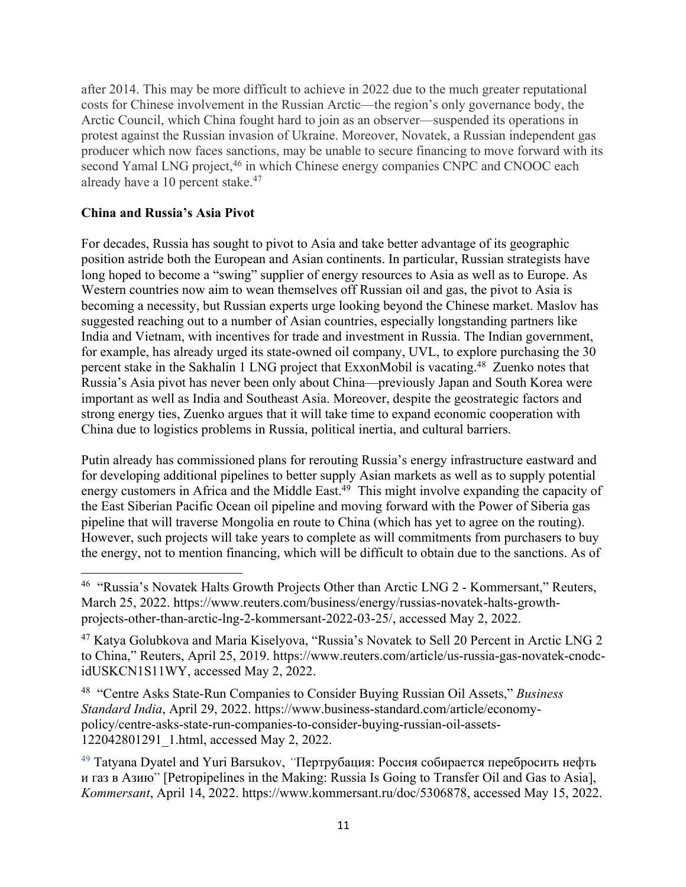after 2014. This may be more difficult to achieve in 2022 due to the much greater reputational costs for Chinese involvement in the Russian Arctic—the region's only governance body, the Arctic Council, which China fought hard to join as an observer—suspended its operations in protest against the Russian invasion of Ukraine. Moreover, Novatek, a Russian independent gas producer which now faces sanctions, may be unable to secure financing to move forward with its second Yamal LNG project,[46] in which Chinese energy companies CNPC and CNOOC each already have a 10 percent stake.[47]

**China and Russia's Asia Pivot**

For decades, Russia has sought to pivot to Asia and take better advantage of its geographic position astride both the European and Asian continents. In particular, Russian strategists have long hoped to become a "swing" supplier of energy resources to Asia as well as to Europe. As Western countries now aim to wean themselves off Russian oil and gas, the pivot to Asia is becoming a necessity, but Russian experts urge looking beyond the Chinese market. Maslov has suggested reaching out to a number of Asian countries, especially longstanding partners like India and Vietnam, with incentives for trade and investment in Russia. The Indian government, for example, has already urged its state-owned oil company, UVL, to explore purchasing the 30 percent stake in the Sakhalin 1 LNG project that ExxonMobil is vacating.[48] Zuenko notes that Russia's Asia pivot has never been only about China—previously Japan and South Korea were important as well as India and Southeast Asia. Moreover, despite the geostrategic factors and strong energy ties, Zuenko argues that it will take time to expand economic cooperation with China due to logistics problems in Russia, political inertia, and cultural barriers.

Putin already has commissioned plans for rerouting Russia's energy infrastructure eastward and for developing additional pipelines to better supply Asian markets as well as to supply potential energy customers in Africa and the Middle East.[49] This might involve expanding the capacity of the East Siberian Pacific Ocean oil pipeline and moving forward with the Power of Siberia gas pipeline that will traverse Mongolia en route to China (which has yet to agree on the routing). However, such projects will take years to complete as will commitments from purchasers to buy the energy, not to mention financing, which will be difficult to obtain due to the sanctions. As of

---

[46] "Russia's Novatek Halts Growth Projects Other than Arctic LNG 2 - Kommersant," Reuters, March 25, 2022. https://www.reuters.com/business/energy/russias-novatek-halts-growth-projects-other-than-arctic-lng-2-kommersant-2022-03-25/, accessed May 2, 2022.

[47] Katya Golubkova and Maria Kiselyova, "Russia's Novatek to Sell 20 Percent in Arctic LNG 2 to China," Reuters, April 25, 2019. https://www.reuters.com/article/us-russia-gas-novatek-cnodc-idUSKCN1S11WY, accessed May 2, 2022.

[48] "Centre Asks State-Run Companies to Consider Buying Russian Oil Assets," *Business Standard India*, April 29, 2022. https://www.business-standard.com/article/economy-policy/centre-asks-state-run-companies-to-consider-buying-russian-oil-assets-122042801291_1.html, accessed May 2, 2022.

[49] Tatyana Dyatel and Yuri Barsukov, "Пертрубация: Россия собирается перебросить нефть и газ в Азию" [Petropipelines in the Making: Russia Is Going to Transfer Oil and Gas to Asia], *Kommersant*, April 14, 2022. https://www.kommersant.ru/doc/5306878, accessed May 15, 2022.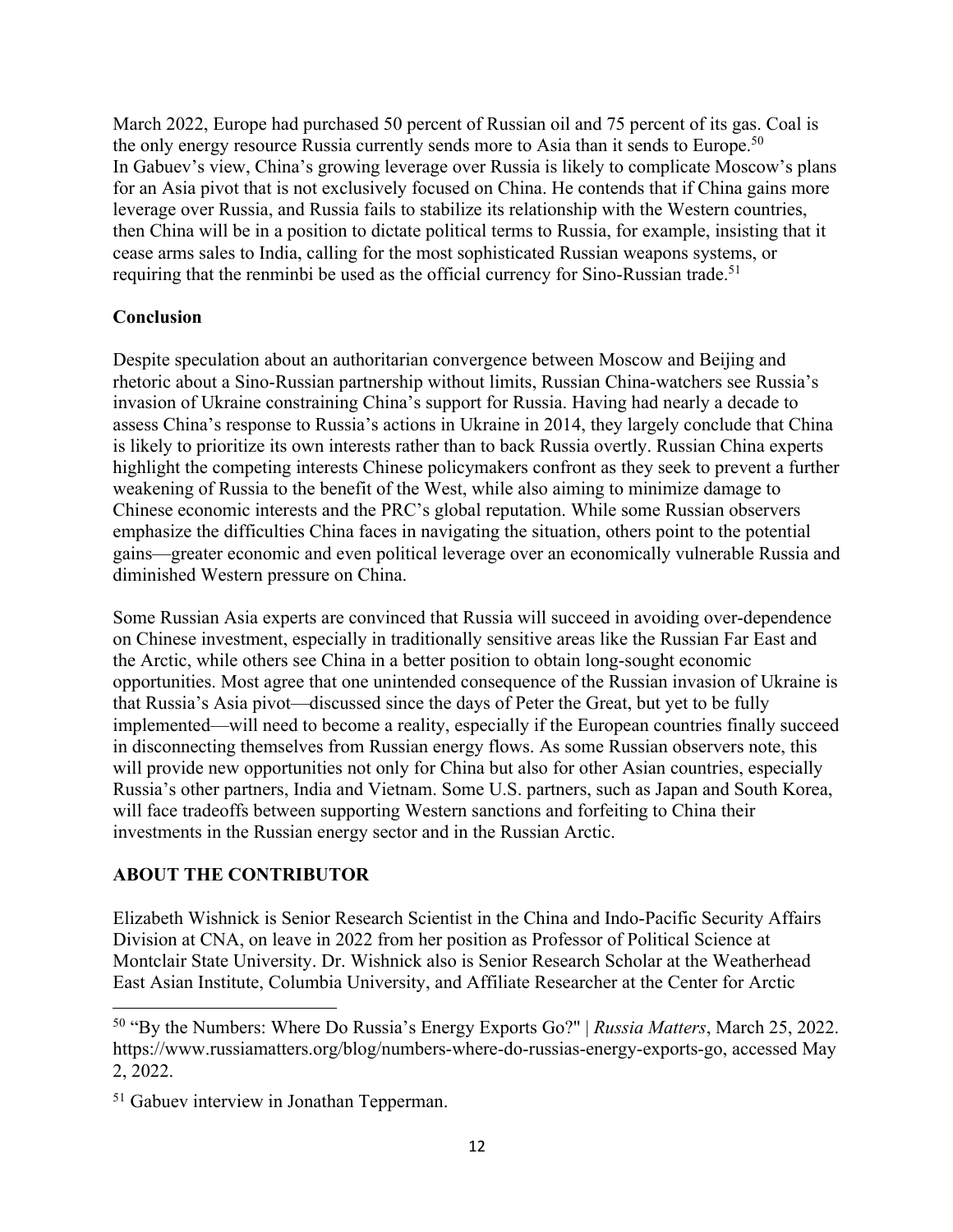March 2022, Europe had purchased 50 percent of Russian oil and 75 percent of its gas. Coal is the only energy resource Russia currently sends more to Asia than it sends to Europe.[50] In Gabuev's view, China's growing leverage over Russia is likely to complicate Moscow's plans for an Asia pivot that is not exclusively focused on China. He contends that if China gains more leverage over Russia, and Russia fails to stabilize its relationship with the Western countries, then China will be in a position to dictate political terms to Russia, for example, insisting that it cease arms sales to India, calling for the most sophisticated Russian weapons systems, or requiring that the renminbi be used as the official currency for Sino-Russian trade.[51]

## Conclusion

Despite speculation about an authoritarian convergence between Moscow and Beijing and rhetoric about a Sino-Russian partnership without limits, Russian China-watchers see Russia's invasion of Ukraine constraining China's support for Russia. Having had nearly a decade to assess China's response to Russia's actions in Ukraine in 2014, they largely conclude that China is likely to prioritize its own interests rather than to back Russia overtly. Russian China experts highlight the competing interests Chinese policymakers confront as they seek to prevent a further weakening of Russia to the benefit of the West, while also aiming to minimize damage to Chinese economic interests and the PRC's global reputation. While some Russian observers emphasize the difficulties China faces in navigating the situation, others point to the potential gains—greater economic and even political leverage over an economically vulnerable Russia and diminished Western pressure on China.

Some Russian Asia experts are convinced that Russia will succeed in avoiding over-dependence on Chinese investment, especially in traditionally sensitive areas like the Russian Far East and the Arctic, while others see China in a better position to obtain long-sought economic opportunities. Most agree that one unintended consequence of the Russian invasion of Ukraine is that Russia's Asia pivot—discussed since the days of Peter the Great, but yet to be fully implemented—will need to become a reality, especially if the European countries finally succeed in disconnecting themselves from Russian energy flows. As some Russian observers note, this will provide new opportunities not only for China but also for other Asian countries, especially Russia's other partners, India and Vietnam. Some U.S. partners, such as Japan and South Korea, will face tradeoffs between supporting Western sanctions and forfeiting to China their investments in the Russian energy sector and in the Russian Arctic.

## ABOUT THE CONTRIBUTOR

Elizabeth Wishnick is Senior Research Scientist in the China and Indo-Pacific Security Affairs Division at CNA, on leave in 2022 from her position as Professor of Political Science at Montclair State University. Dr. Wishnick also is Senior Research Scholar at the Weatherhead East Asian Institute, Columbia University, and Affiliate Researcher at the Center for Arctic

---

[50] "By the Numbers: Where Do Russia's Energy Exports Go?" | *Russia Matters*, March 25, 2022. https://www.russiamatters.org/blog/numbers-where-do-russias-energy-exports-go, accessed May 2, 2022.

[51] Gabuev interview in Jonathan Tepperman.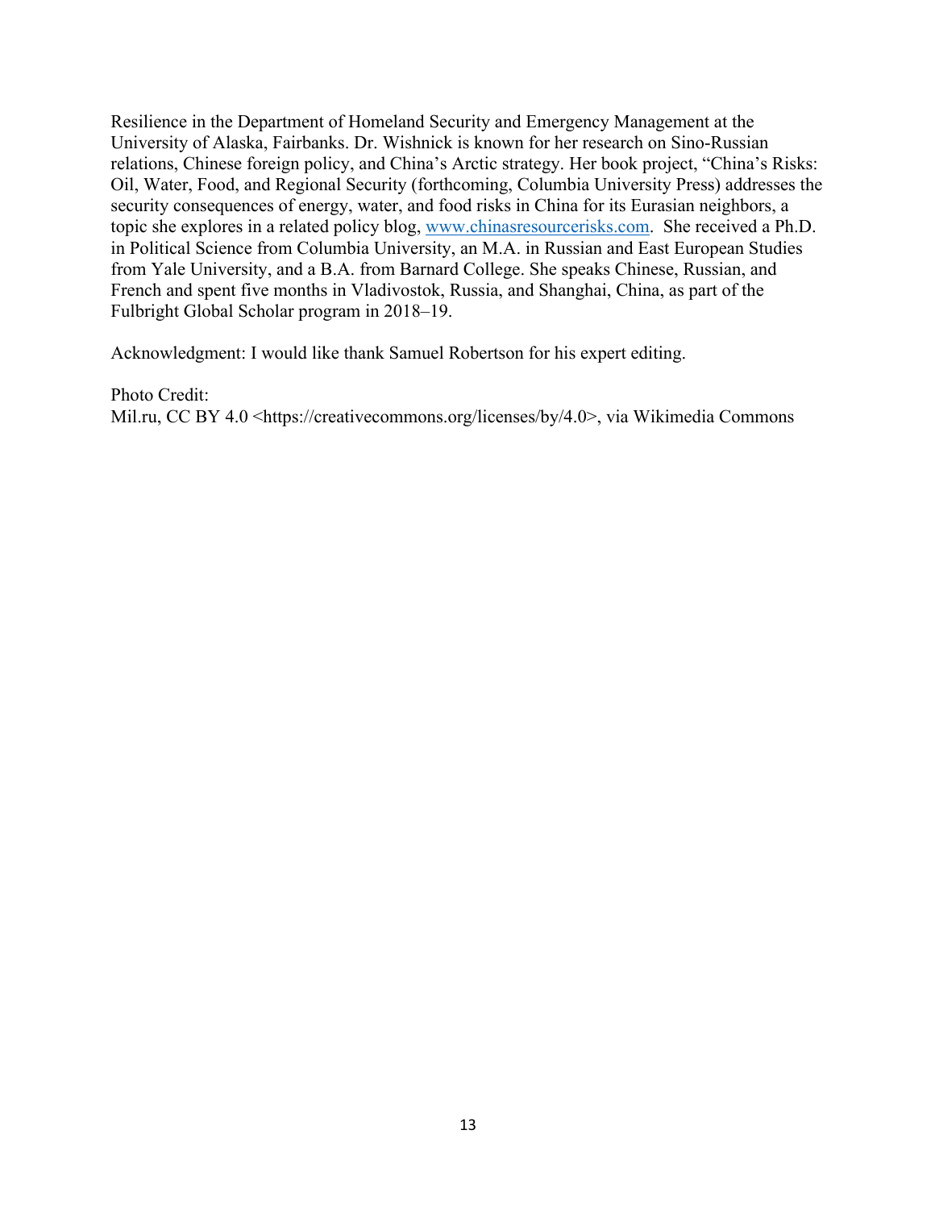Resilience in the Department of Homeland Security and Emergency Management at the University of Alaska, Fairbanks. Dr. Wishnick is known for her research on Sino-Russian relations, Chinese foreign policy, and China's Arctic strategy. Her book project, "China's Risks: Oil, Water, Food, and Regional Security (forthcoming, Columbia University Press) addresses the security consequences of energy, water, and food risks in China for its Eurasian neighbors, a topic she explores in a related policy blog, [www.chinasresourcerisks.com](http://www.chinasresourcerisks.com). She received a Ph.D. in Political Science from Columbia University, an M.A. in Russian and East European Studies from Yale University, and a B.A. from Barnard College. She speaks Chinese, Russian, and French and spent five months in Vladivostok, Russia, and Shanghai, China, as part of the Fulbright Global Scholar program in 2018–19.

Acknowledgment: I would like thank Samuel Robertson for his expert editing.

Photo Credit:
Mil.ru, CC BY 4.0 <https://creativecommons.org/licenses/by/4.0>, via Wikimedia Commons